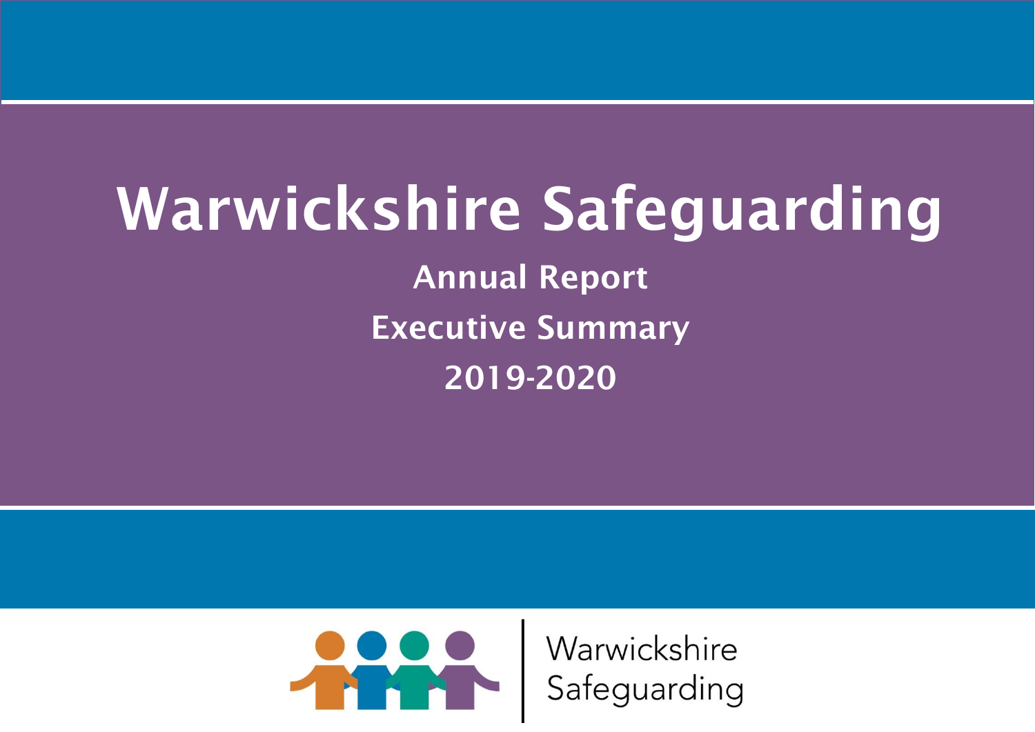# Warwickshire Safeguarding

## Annual Report

## Executive Summary

## 2019-2020

Warwickshire Safeguarding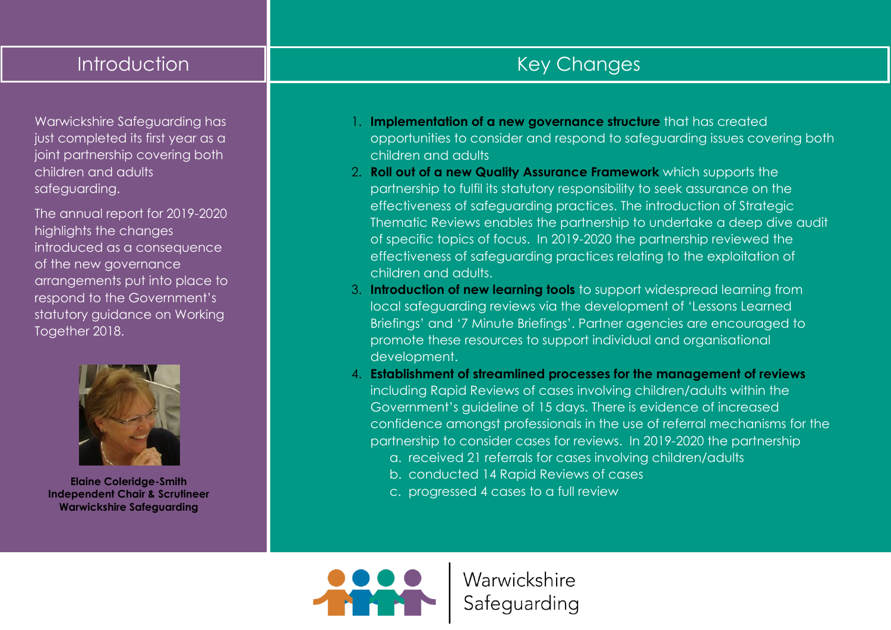## Introduction

Warwickshire Safeguarding has just completed its first year as a joint partnership covering both children and adults safeguarding.

The annual report for 2019-2020 highlights the changes introduced as a consequence of the new governance arrangements put into place to respond to the Government's statutory guidance on Working Together 2018.

**Elaine Coleridge-Smith**
**Independent Chair & Scrutineer**
**Warwickshire Safeguarding**

## Key Changes

1. **Implementation of a new governance structure** that has created opportunities to consider and respond to safeguarding issues covering both children and adults
2. **Roll out of a new Quality Assurance Framework** which supports the partnership to fulfil its statutory responsibility to seek assurance on the effectiveness of safeguarding practices. The introduction of Strategic Thematic Reviews enables the partnership to undertake a deep dive audit of specific topics of focus. In 2019-2020 the partnership reviewed the effectiveness of safeguarding practices relating to the exploitation of children and adults.
3. **Introduction of new learning tools** to support widespread learning from local safeguarding reviews via the development of 'Lessons Learned Briefings' and '7 Minute Briefings'. Partner agencies are encouraged to promote these resources to support individual and organisational development.
4. **Establishment of streamlined processes for the management of reviews** including Rapid Reviews of cases involving children/adults within the Government's guideline of 15 days. There is evidence of increased confidence amongst professionals in the use of referral mechanisms for the partnership to consider cases for reviews. In 2019-2020 the partnership
   a. received 21 referrals for cases involving children/adults
   b. conducted 14 Rapid Reviews of cases
   c. progressed 4 cases to a full review

Warwickshire Safeguarding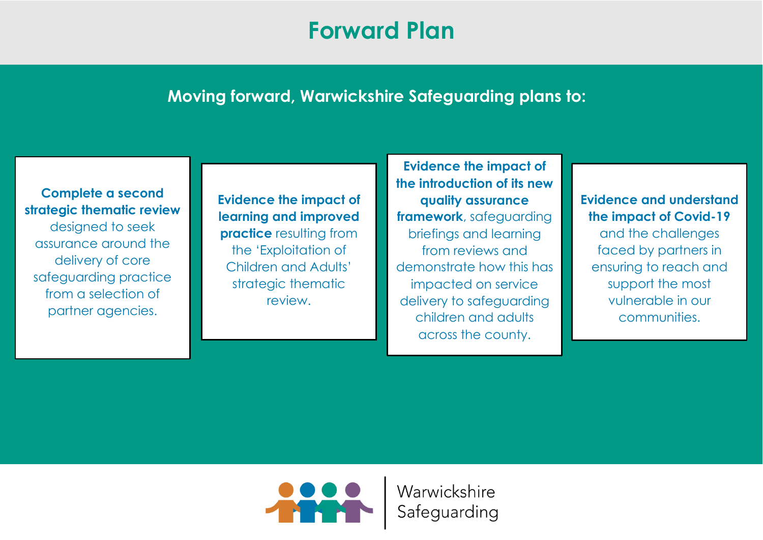# Forward Plan

**Moving forward, Warwickshire Safeguarding plans to:**

**Complete a second strategic thematic review** designed to seek assurance around the delivery of core safeguarding practice from a selection of partner agencies.

**Evidence the impact of learning and improved practice** resulting from the 'Exploitation of Children and Adults' strategic thematic review.

**Evidence the impact of the introduction of its new quality assurance framework**, safeguarding briefings and learning from reviews and demonstrate how this has impacted on service delivery to safeguarding children and adults across the county.

**Evidence and understand the impact of Covid-19** and the challenges faced by partners in ensuring to reach and support the most vulnerable in our communities.

Warwickshire Safeguarding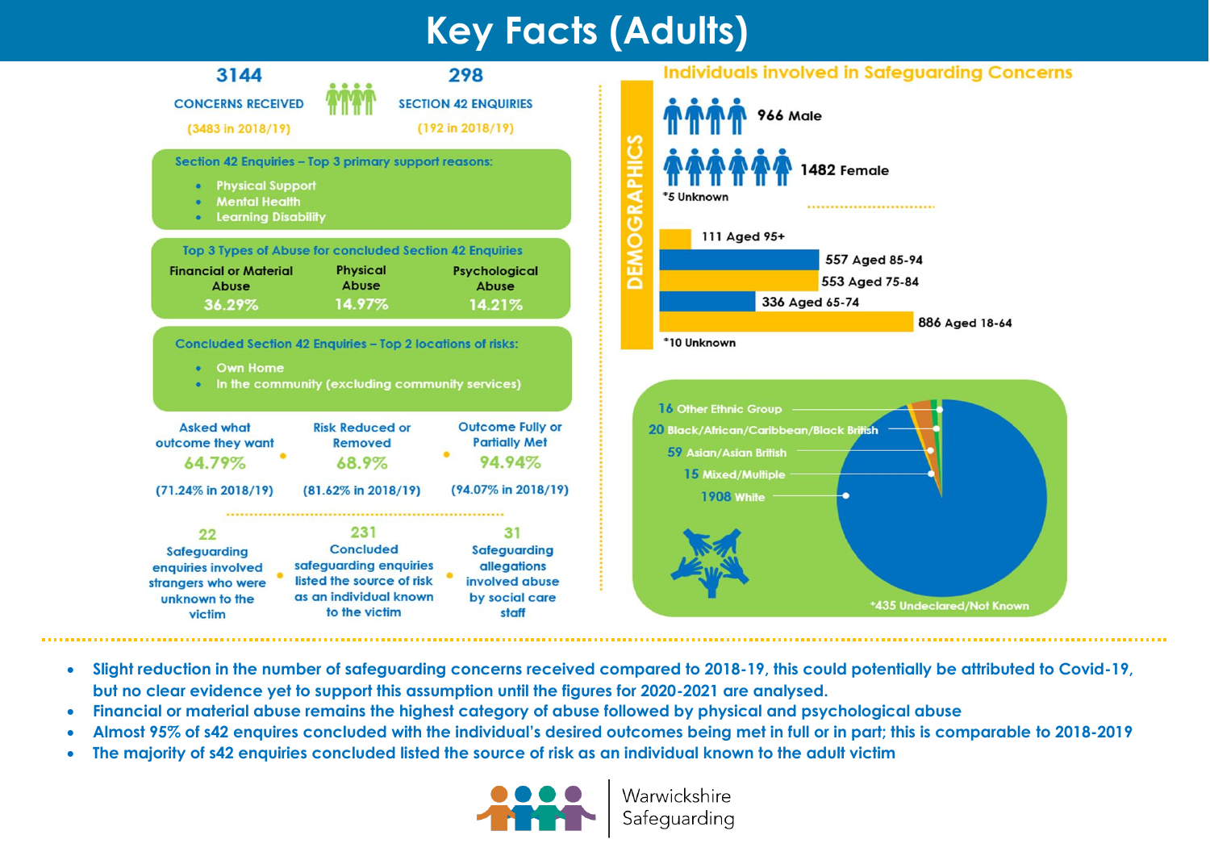# Key Facts (Adults)

**3144** CONCERNS RECEIVED (3483 in 2018/19)

**298** SECTION 42 ENQUIRIES (192 in 2018/19)

**Section 42 Enquiries – Top 3 primary support reasons:**

- Physical Support
- Mental Health
- Learning Disability

**Top 3 Types of Abuse for concluded Section 42 Enquiries**

| Financial or Material Abuse | Physical Abuse | Psychological Abuse |
|---|---|---|
| 36.29% | 14.97% | 14.21% |

**Concluded Section 42 Enquiries – Top 2 locations of risks:**

- Own Home
- In the community (excluding community services)

| Asked what outcome they want | Risk Reduced or Removed | Outcome Fully or Partially Met |
|---|---|---|
| 64.79% | 68.9% | 94.94% |
| (71.24% in 2018/19) | (81.62% in 2018/19) | (94.07% in 2018/19) |

**22** Safeguarding enquiries involved strangers who were unknown to the victim

**231** Concluded safeguarding enquiries listed the source of risk as an individual known to the victim

**31** Safeguarding allegations involved abuse by social care staff

## Individuals involved in Safeguarding Concerns

**DEMOGRAPHICS**

- 966 Male
- 1482 Female
- *5 Unknown

| Age | Number |
|---|---|
| Aged 95+ | 111 |
| Aged 85-94 | 557 |
| Aged 75-84 | 553 |
| Aged 65-74 | 336 |
| Aged 18-64 | 886 |

*10 Unknown

| Ethnicity | Number |
|---|---|
| Other Ethnic Group | 16 |
| Black/African/Caribbean/Black British | 20 |
| Asian/Asian British | 59 |
| Mixed/Multiple | 15 |
| White | 1908 |

*435 Undeclared/Not Known

- Slight reduction in the number of safeguarding concerns received compared to 2018-19, this could potentially be attributed to Covid-19, but no clear evidence yet to support this assumption until the figures for 2020-2021 are analysed.
- Financial or material abuse remains the highest category of abuse followed by physical and psychological abuse
- Almost 95% of s42 enquires concluded with the individual's desired outcomes being met in full or in part; this is comparable to 2018-2019
- The majority of s42 enquires concluded listed the source of risk as an individual known to the adult victim

Warwickshire Safeguarding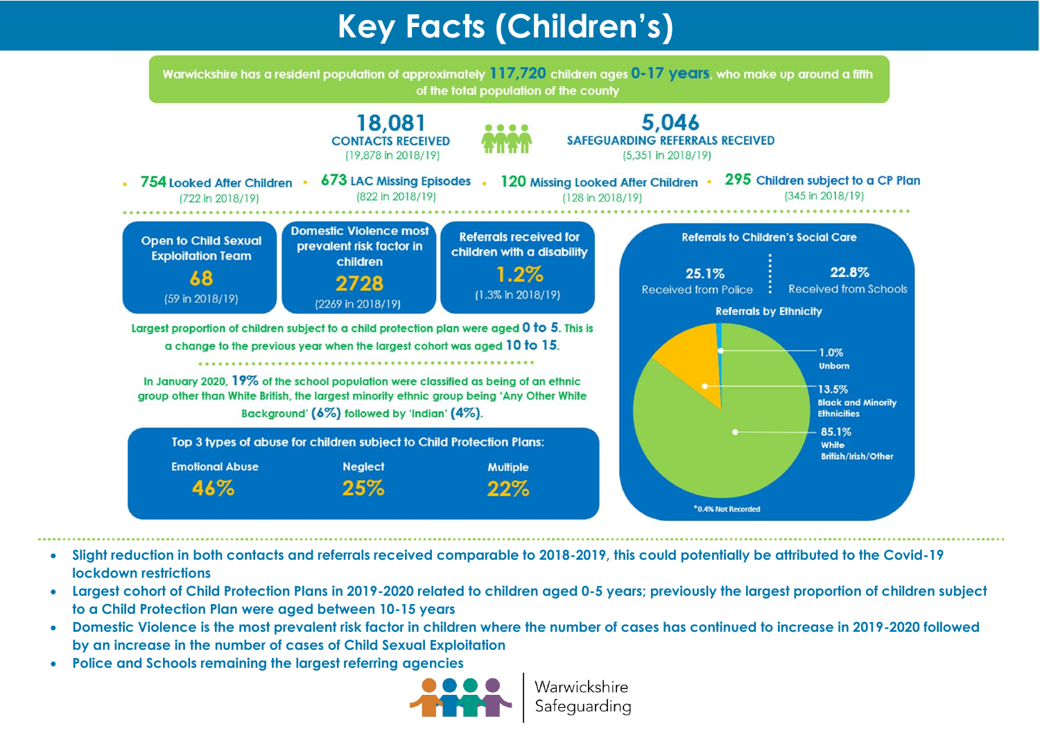# Key Facts (Children's)

Warwickshire has a resident population of approximately **117,720** children ages **0-17 years**, who make up around a fifth of the total population of the county

**18,081**
CONTACTS RECEIVED
(19,878 in 2018/19)

**5,046**
SAFEGUARDING REFERRALS RECEIVED
(5,351 in 2018/19)

- **754** Looked After Children (722 in 2018/19)
- **673** LAC Missing Episodes (822 in 2018/19)
- **120** Missing Looked After Children (128 in 2018/19)
- **295** Children subject to a CP Plan (345 in 2018/19)

| Open to Child Sexual Exploitation Team | Domestic Violence most prevalent risk factor in children | Referrals received for children with a disability |
|---|---|---|
| **68** | **2728** | **1.2%** |
| (59 in 2018/19) | (2269 in 2018/19) | (1.3% in 2018/19) |

Largest proportion of children subject to a child protection plan were aged **0 to 5**. This is a change to the previous year when the largest cohort was aged **10 to 15**.

In January 2020, **19%** of the school population were classified as being of an ethnic group other than White British, the largest minority ethnic group being 'Any Other White Background' **(6%)** followed by 'Indian' **(4%)**.

**Top 3 types of abuse for children subject to Child Protection Plans:**

| Emotional Abuse | Neglect | Multiple |
|---|---|---|
| **46%** | **25%** | **22%** |

**Referrals to Children's Social Care**

| Received from Police | Received from Schools |
|---|---|
| **25.1%** | **22.8%** |

**Referrals by Ethnicity**

| Ethnicity | % |
|---|---|
| Unborn | 1.0% |
| Black and Minority Ethnicities | 13.5% |
| White British/Irish/Other | 85.1% |

*0.4% Not Recorded

- Slight reduction in both contacts and referrals received comparable to 2018-2019, this could potentially be attributed to the Covid-19 lockdown restrictions
- Largest cohort of Child Protection Plans in 2019-2020 related to children aged 0-5 years; previously the largest proportion of children subject to a Child Protection Plan were aged between 10-15 years
- Domestic Violence is the most prevalent risk factor in children where the number of cases has continued to increase in 2019-2020 followed by an increase in the number of cases of Child Sexual Exploitation
- Police and Schools remaining the largest referring agencies

Warwickshire Safeguarding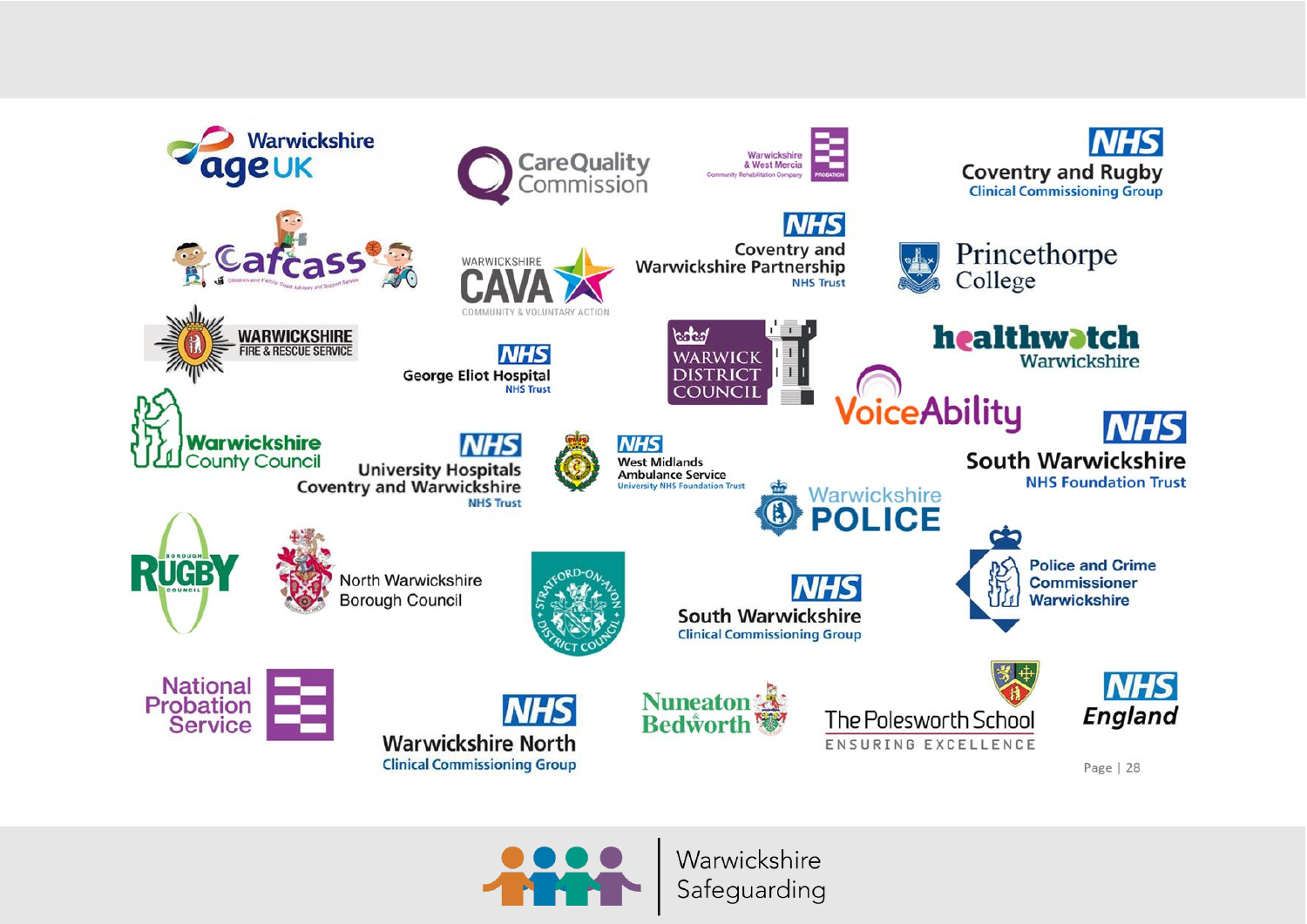Warwickshire ageUK

CareQuality Commission

Warwickshire & West Mercia Community Rehabilitation Company

NHS Coventry and Rugby Clinical Commissioning Group

Cafcass Children and Family Court Advisory and Support Service

WARWICKSHIRE CAVA COMMUNITY & VOLUNTARY ACTION

NHS Coventry and Warwickshire Partnership NHS Trust

Princethorpe College

WARWICKSHIRE FIRE & RESCUE SERVICE

NHS George Eliot Hospital NHS Trust

WARWICK DISTRICT COUNCIL

healthwatch Warwickshire

VoiceAbility

Warwickshire County Council

NHS University Hospitals Coventry and Warwickshire NHS Trust

NHS West Midlands Ambulance Service University NHS Foundation Trust

Warwickshire POLICE

NHS South Warwickshire NHS Foundation Trust

RUGBY BOROUGH COUNCIL

North Warwickshire Borough Council

Stratford-on-Avon District Council

NHS South Warwickshire Clinical Commissioning Group

Police and Crime Commissioner Warwickshire

National Probation Service

NHS Warwickshire North Clinical Commissioning Group

Nuneaton & Bedworth

The Polesworth School ENSURING EXCELLENCE

NHS England